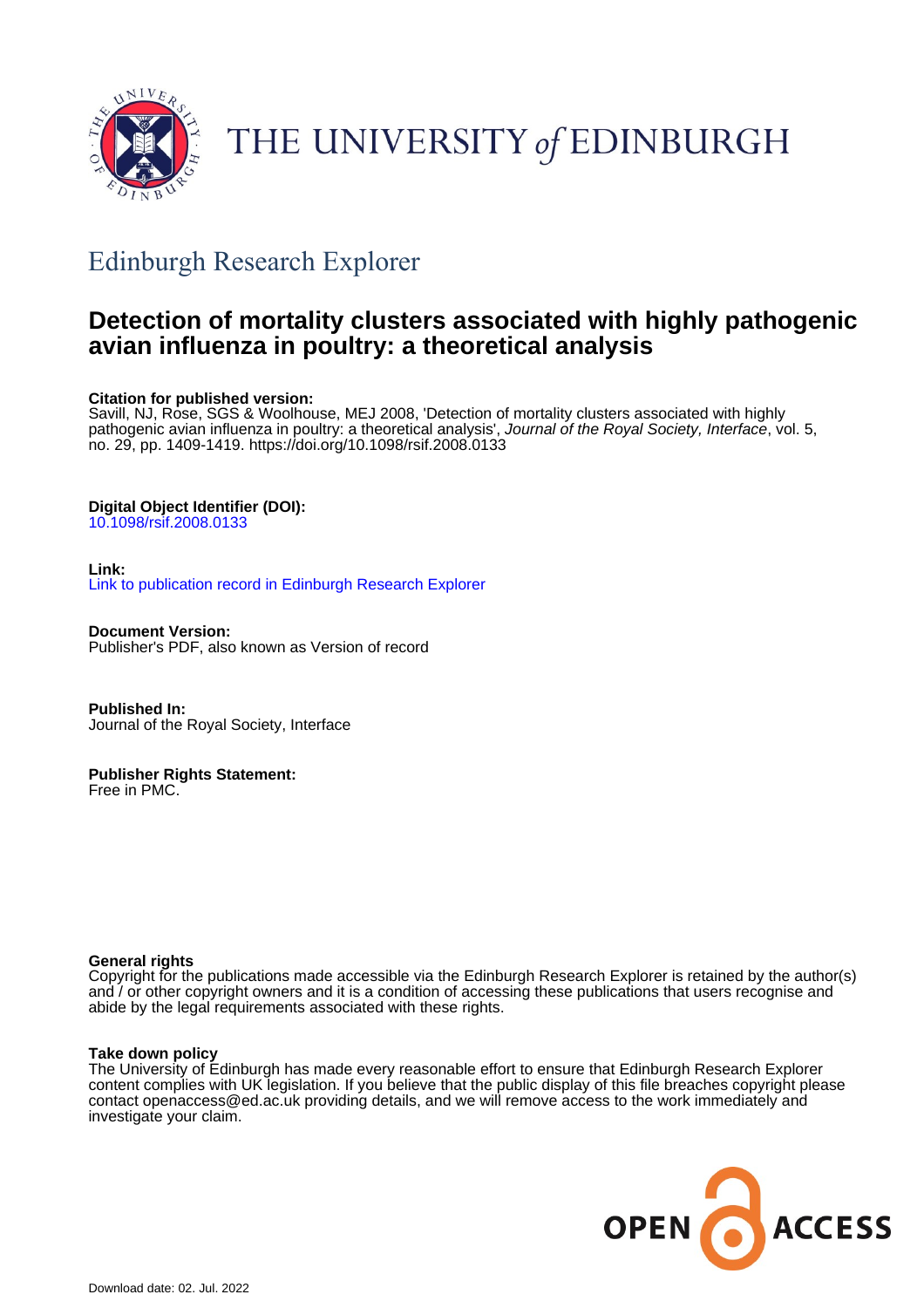THE UNIVERSITY of EDINBURGH

## Edinburgh Research Explorer

# Detection of mortality clusters associated with highly pathogenic avian influenza in poultry: a theoretical analysis

**Citation for published version:**
Savill, NJ, Rose, SGS & Woolhouse, MEJ 2008, 'Detection of mortality clusters associated with highly pathogenic avian influenza in poultry: a theoretical analysis', *Journal of the Royal Society, Interface*, vol. 5, no. 29, pp. 1409-1419. https://doi.org/10.1098/rsif.2008.0133

**Digital Object Identifier (DOI):**
10.1098/rsif.2008.0133

**Link:**
Link to publication record in Edinburgh Research Explorer

**Document Version:**
Publisher's PDF, also known as Version of record

**Published In:**
Journal of the Royal Society, Interface

**Publisher Rights Statement:**
Free in PMC.

**General rights**
Copyright for the publications made accessible via the Edinburgh Research Explorer is retained by the author(s) and / or other copyright owners and it is a condition of accessing these publications that users recognise and abide by the legal requirements associated with these rights.

**Take down policy**
The University of Edinburgh has made every reasonable effort to ensure that Edinburgh Research Explorer content complies with UK legislation. If you believe that the public display of this file breaches copyright please contact openaccess@ed.ac.uk providing details, and we will remove access to the work immediately and investigate your claim.

OPEN ACCESS

Download date: 02. Jul. 2022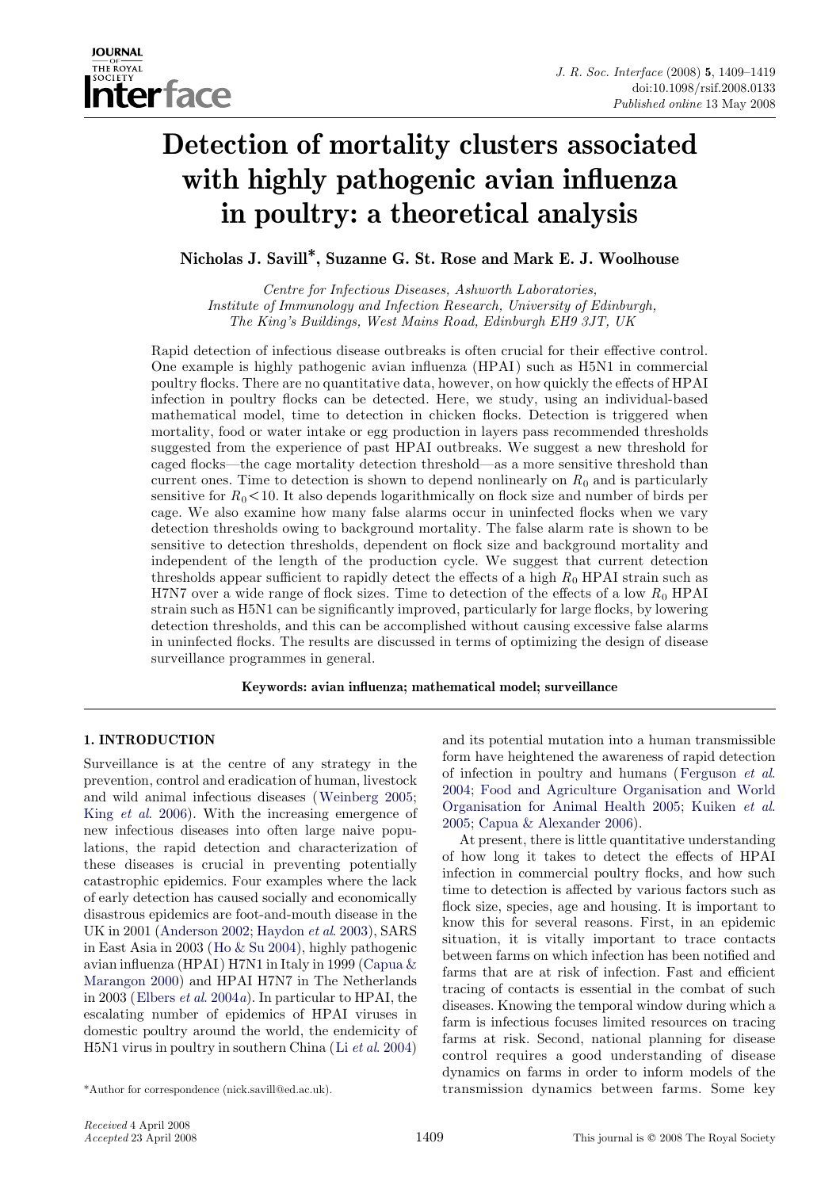# Detection of mortality clusters associated with highly pathogenic avian influenza in poultry: a theoretical analysis

**Nicholas J. Savill\*, Suzanne G. St. Rose and Mark E. J. Woolhouse**

*Centre for Infectious Diseases, Ashworth Laboratories, Institute of Immunology and Infection Research, University of Edinburgh, The King's Buildings, West Mains Road, Edinburgh EH9 3JT, UK*

Rapid detection of infectious disease outbreaks is often crucial for their effective control. One example is highly pathogenic avian influenza (HPAI) such as H5N1 in commercial poultry flocks. There are no quantitative data, however, on how quickly the effects of HPAI infection in poultry flocks can be detected. Here, we study, using an individual-based mathematical model, time to detection in chicken flocks. Detection is triggered when mortality, food or water intake or egg production in layers pass recommended thresholds suggested from the experience of past HPAI outbreaks. We suggest a new threshold for caged flocks—the cage mortality detection threshold—as a more sensitive threshold than current ones. Time to detection is shown to depend nonlinearly on $R_0$ and is particularly sensitive for $R_0 < 10$. It also depends logarithmically on flock size and number of birds per cage. We also examine how many false alarms occur in uninfected flocks when we vary detection thresholds owing to background mortality. The false alarm rate is shown to be sensitive to detection thresholds, dependent on flock size and background mortality and independent of the length of the production cycle. We suggest that current detection thresholds appear sufficient to rapidly detect the effects of a high $R_0$ HPAI strain such as H7N7 over a wide range of flock sizes. Time to detection of the effects of a low $R_0$ HPAI strain such as H5N1 can be significantly improved, particularly for large flocks, by lowering detection thresholds, and this can be accomplished without causing excessive false alarms in uninfected flocks. The results are discussed in terms of optimizing the design of disease surveillance programmes in general.

**Keywords:** avian influenza; mathematical model; surveillance

## 1. INTRODUCTION

Surveillance is at the centre of any strategy in the prevention, control and eradication of human, livestock and wild animal infectious diseases (Weinberg 2005; King *et al.* 2006). With the increasing emergence of new infectious diseases into often large naive populations, the rapid detection and characterization of these diseases is crucial in preventing potentially catastrophic epidemics. Four examples where the lack of early detection has caused socially and economically disastrous epidemics are foot-and-mouth disease in the UK in 2001 (Anderson 2002; Haydon *et al.* 2003), SARS in East Asia in 2003 (Ho & Su 2004), highly pathogenic avian influenza (HPAI) H7N1 in Italy in 1999 (Capua & Marangon 2000) and HPAI H7N7 in The Netherlands in 2003 (Elbers *et al.* 2004*a*). In particular to HPAI, the escalating number of epidemics of HPAI viruses in domestic poultry around the world, the endemicity of H5N1 virus in poultry in southern China (Li *et al.* 2004) and its potential mutation into a human transmissible form have heightened the awareness of rapid detection of infection in poultry and humans (Ferguson *et al.* 2004; Food and Agriculture Organisation and World Organisation for Animal Health 2005; Kuiken *et al.* 2005; Capua & Alexander 2006).

At present, there is little quantitative understanding of how long it takes to detect the effects of HPAI infection in commercial poultry flocks, and how such time to detection is affected by various factors such as flock size, species, age and housing. It is important to know this for several reasons. First, in an epidemic situation, it is vitally important to trace contacts between farms on which infection has been notified and farms that are at risk of infection. Fast and efficient tracing of contacts is essential in the combat of such diseases. Knowing the temporal window during which a farm is infectious focuses limited resources on tracing farms at risk. Second, national planning for disease control requires a good understanding of disease dynamics on farms in order to inform models of the transmission dynamics between farms. Some key

\*Author for correspondence (nick.savill@ed.ac.uk).

*Received* 4 April 2008
*Accepted* 23 April 2008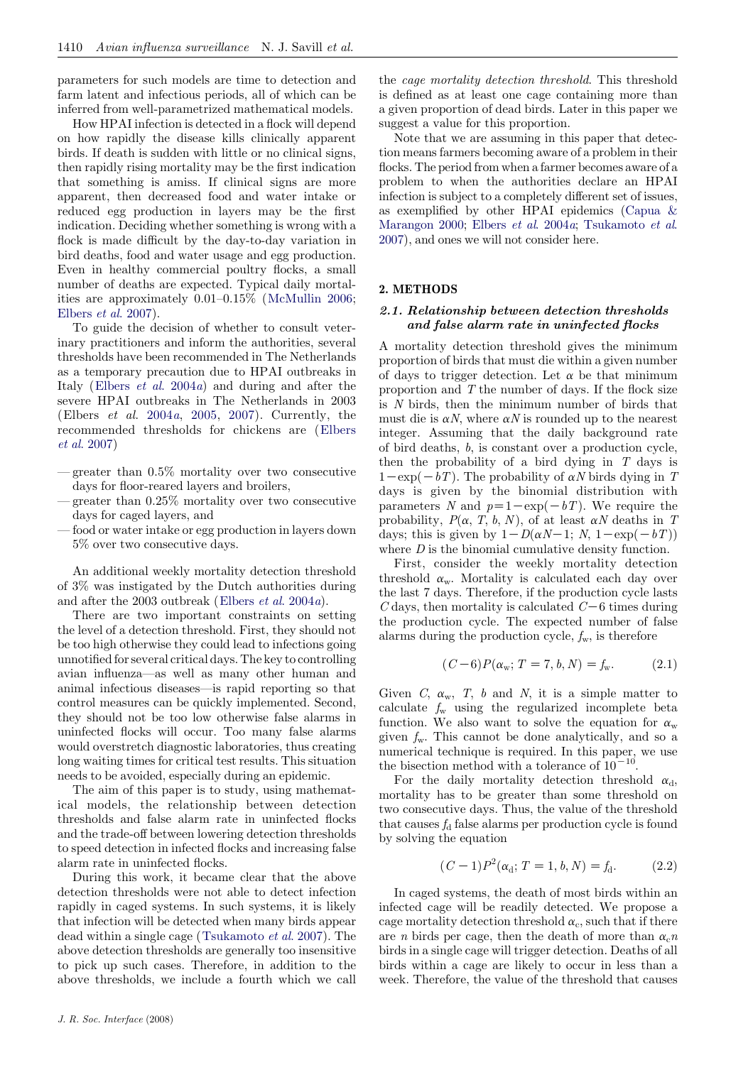parameters for such models are time to detection and farm latent and infectious periods, all of which can be inferred from well-parametrized mathematical models.

How HPAI infection is detected in a flock will depend on how rapidly the disease kills clinically apparent birds. If death is sudden with little or no clinical signs, then rapidly rising mortality may be the first indication that something is amiss. If clinical signs are more apparent, then decreased food and water intake or reduced egg production in layers may be the first indication. Deciding whether something is wrong with a flock is made difficult by the day-to-day variation in bird deaths, food and water usage and egg production. Even in healthy commercial poultry flocks, a small number of deaths are expected. Typical daily mortalities are approximately 0.01–0.15% (McMullin 2006; Elbers *et al.* 2007).

To guide the decision of whether to consult veterinary practitioners and inform the authorities, several thresholds have been recommended in The Netherlands as a temporary precaution due to HPAI outbreaks in Italy (Elbers *et al.* 2004*a*) and during and after the severe HPAI outbreaks in The Netherlands in 2003 (Elbers *et al.* 2004*a*, 2005, 2007). Currently, the recommended thresholds for chickens are (Elbers *et al.* 2007)

- greater than 0.5% mortality over two consecutive days for floor-reared layers and broilers,
- greater than 0.25% mortality over two consecutive days for caged layers, and
- food or water intake or egg production in layers down 5% over two consecutive days.

An additional weekly mortality detection threshold of 3% was instigated by the Dutch authorities during and after the 2003 outbreak (Elbers *et al.* 2004*a*).

There are two important constraints on setting the level of a detection threshold. First, they should not be too high otherwise they could lead to infections going unnotified for several critical days. The key to controlling avian influenza—as well as many other human and animal infectious diseases—is rapid reporting so that control measures can be quickly implemented. Second, they should not be too low otherwise false alarms in uninfected flocks will occur. Too many false alarms would overstretch diagnostic laboratories, thus creating long waiting times for critical test results. This situation needs to be avoided, especially during an epidemic.

The aim of this paper is to study, using mathematical models, the relationship between detection thresholds and false alarm rate in uninfected flocks and the trade-off between lowering detection thresholds to speed detection in infected flocks and increasing false alarm rate in uninfected flocks.

During this work, it became clear that the above detection thresholds were not able to detect infection rapidly in caged systems. In such systems, it is likely that infection will be detected when many birds appear dead within a single cage (Tsukamoto *et al.* 2007). The above detection thresholds are generally too insensitive to pick up such cases. Therefore, in addition to the above thresholds, we include a fourth which we call the *cage mortality detection threshold*. This threshold is defined as at least one cage containing more than a given proportion of dead birds. Later in this paper we suggest a value for this proportion.

Note that we are assuming in this paper that detection means farmers becoming aware of a problem in their flocks. The period from when a farmer becomes aware of a problem to when the authorities declare an HPAI infection is subject to a completely different set of issues, as exemplified by other HPAI epidemics (Capua & Marangon 2000; Elbers *et al.* 2004*a*; Tsukamoto *et al.* 2007), and ones we will not consider here.

## 2. METHODS

### 2.1. Relationship between detection thresholds and false alarm rate in uninfected flocks

A mortality detection threshold gives the minimum proportion of birds that must die within a given number of days to trigger detection. Let $\alpha$ be that minimum proportion and $T$ the number of days. If the flock size is $N$ birds, then the minimum number of birds that must die is $\alpha N$, where $\alpha N$ is rounded up to the nearest integer. Assuming that the daily background rate of bird deaths, $b$, is constant over a production cycle, then the probability of a bird dying in $T$ days is $1-\exp(-bT)$. The probability of $\alpha N$ birds dying in $T$ days is given by the binomial distribution with parameters $N$ and $p=1-\exp(-bT)$. We require the probability, $P(\alpha, T, b, N)$, of at least $\alpha N$ deaths in $T$ days; this is given by $1-D(\alpha N-1; N, 1-\exp(-bT))$ where $D$ is the binomial cumulative density function.

First, consider the weekly mortality detection threshold $\alpha_w$. Mortality is calculated each day over the last 7 days. Therefore, if the production cycle lasts $C$ days, then mortality is calculated $C-6$ times during the production cycle. The expected number of false alarms during the production cycle, $f_w$, is therefore

$$(C-6)P(\alpha_w; T=7, b, N) = f_w. \tag{2.1}$$

Given $C$, $\alpha_w$, $T$, $b$ and $N$, it is a simple matter to calculate $f_w$ using the regularized incomplete beta function. We also want to solve the equation for $\alpha_w$ given $f_w$. This cannot be done analytically, and so a numerical technique is required. In this paper, we use the bisection method with a tolerance of $10^{-10}$.

For the daily mortality detection threshold $\alpha_d$, mortality has to be greater than some threshold on two consecutive days. Thus, the value of the threshold that causes $f_d$ false alarms per production cycle is found by solving the equation

$$(C-1)P^2(\alpha_d; T=1, b, N) = f_d. \tag{2.2}$$

In caged systems, the death of most birds within an infected cage will be readily detected. We propose a cage mortality detection threshold $\alpha_c$, such that if there are $n$ birds per cage, then the death of more than $\alpha_c n$ birds in a single cage will trigger detection. Deaths of all birds within a cage are likely to occur in less than a week. Therefore, the value of the threshold that causes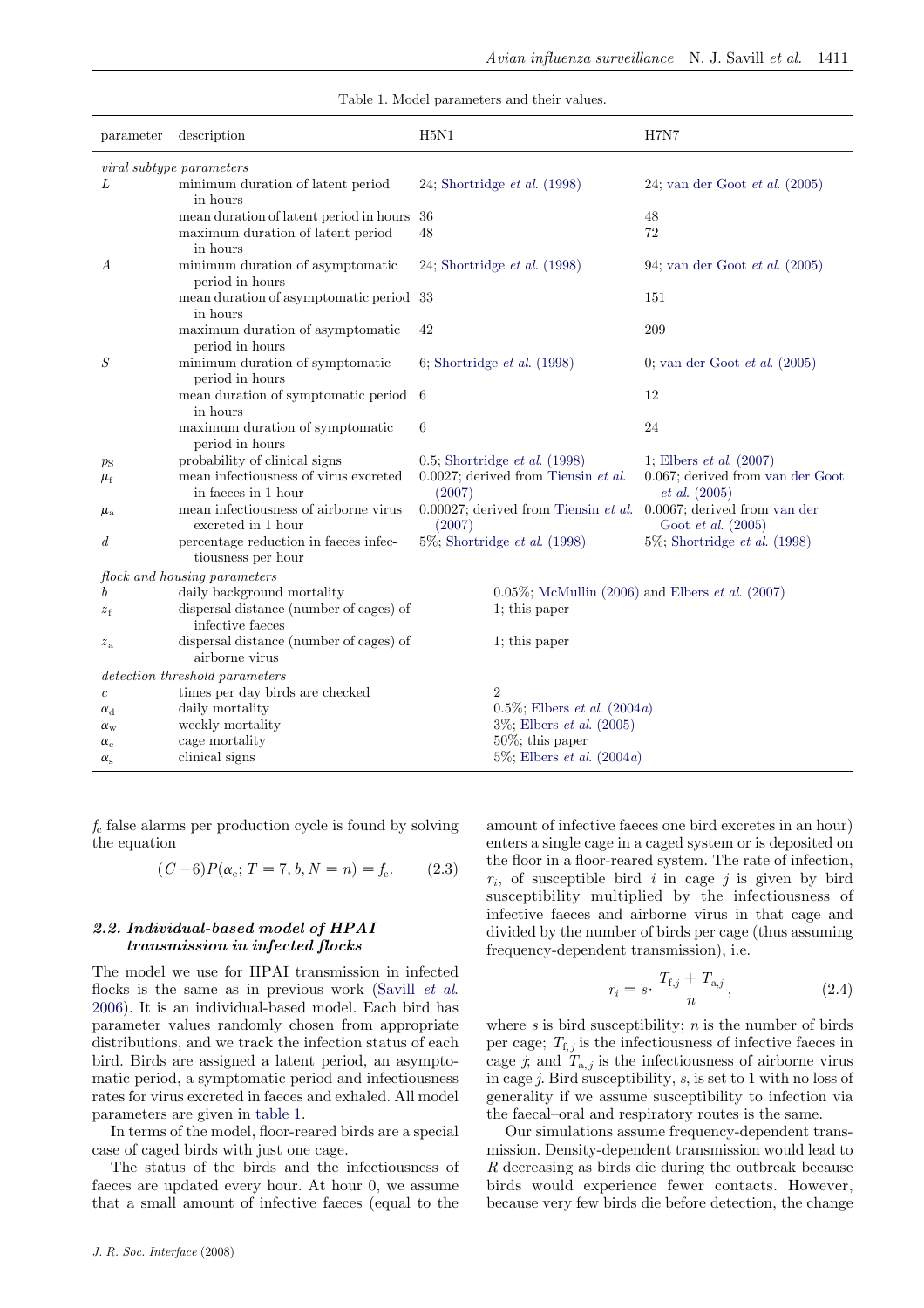Table 1. Model parameters and their values.

| parameter | description | H5N1 | H7N7 |
|---|---|---|---|
| *viral subtype parameters* | | | |
| $L$ | minimum duration of latent period in hours | 24; Shortridge *et al.* (1998) | 24; van der Goot *et al.* (2005) |
| | mean duration of latent period in hours | 36 | 48 |
| | maximum duration of latent period in hours | 48 | 72 |
| $A$ | minimum duration of asymptomatic period in hours | 24; Shortridge *et al.* (1998) | 94; van der Goot *et al.* (2005) |
| | mean duration of asymptomatic period in hours | 33 | 151 |
| | maximum duration of asymptomatic period in hours | 42 | 209 |
| $S$ | minimum duration of symptomatic period in hours | 6; Shortridge *et al.* (1998) | 0; van der Goot *et al.* (2005) |
| | mean duration of symptomatic period in hours | 6 | 12 |
| | maximum duration of symptomatic period in hours | 6 | 24 |
| $p_S$ | probability of clinical signs | 0.5; Shortridge *et al.* (1998) | 1; Elbers *et al.* (2007) |
| $\mu_f$ | mean infectiousness of virus excreted in faeces in 1 hour | 0.0027; derived from Tiensin *et al.* (2007) | 0.067; derived from van der Goot *et al.* (2005) |
| $\mu_a$ | mean infectiousness of airborne virus excreted in 1 hour | 0.00027; derived from Tiensin *et al.* (2007) | 0.0067; derived from van der Goot *et al.* (2005) |
| $d$ | percentage reduction in faeces infectiousness per hour | 5%; Shortridge *et al.* (1998) | 5%; Shortridge *et al.* (1998) |
| *flock and housing parameters* | | | |
| $b$ | daily background mortality | 0.05%; McMullin (2006) and Elbers *et al.* (2007) | |
| $z_f$ | dispersal distance (number of cages) of infective faeces | 1; this paper | |
| $z_a$ | dispersal distance (number of cages) of airborne virus | 1; this paper | |
| *detection threshold parameters* | | | |
| $c$ | times per day birds are checked | 2 | |
| $\alpha_d$ | daily mortality | 0.5%; Elbers *et al.* (2004*a*) | |
| $\alpha_w$ | weekly mortality | 3%; Elbers *et al.* (2005) | |
| $\alpha_c$ | cage mortality | 50%; this paper | |
| $\alpha_s$ | clinical signs | 5%; Elbers *et al.* (2004*a*) | |

$f_c$ false alarms per production cycle is found by solving the equation

$$(C-6)P(\alpha_c; T=7, b, N=n) = f_c. \tag{2.3}$$

### 2.2. Individual-based model of HPAI transmission in infected flocks

The model we use for HPAI transmission in infected flocks is the same as in previous work (Savill *et al.* 2006). It is an individual-based model. Each bird has parameter values randomly chosen from appropriate distributions, and we track the infection status of each bird. Birds are assigned a latent period, an asymptomatic period, a symptomatic period and infectiousness rates for virus excreted in faeces and exhaled. All model parameters are given in table 1.

In terms of the model, floor-reared birds are a special case of caged birds with just one cage.

The status of the birds and the infectiousness of faeces are updated every hour. At hour 0, we assume that a small amount of infective faeces (equal to the amount of infective faeces one bird excretes in an hour) enters a single cage in a caged system or is deposited on the floor in a floor-reared system. The rate of infection, $r_i$, of susceptible bird $i$ in cage $j$ is given by bird susceptibility multiplied by the infectiousness of infective faeces and airborne virus in that cage and divided by the number of birds per cage (thus assuming frequency-dependent transmission), i.e.

$$r_i = s \cdot \frac{T_{f,j} + T_{a,j}}{n}, \tag{2.4}$$

where $s$ is bird susceptibility; $n$ is the number of birds per cage; $T_{f,j}$ is the infectiousness of infective faeces in cage $j$; and $T_{a,j}$ is the infectiousness of airborne virus in cage $j$. Bird susceptibility, $s$, is set to 1 with no loss of generality if we assume susceptibility to infection via the faecal–oral and respiratory routes is the same.

Our simulations assume frequency-dependent transmission. Density-dependent transmission would lead to $R$ decreasing as birds die during the outbreak because birds would experience fewer contacts. However, because very few birds die before detection, the change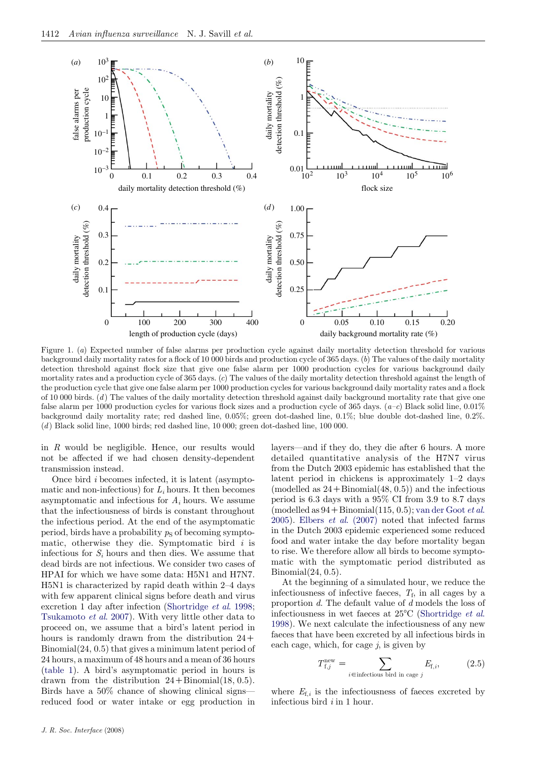Figure 1. (*a*) Expected number of false alarms per production cycle against daily mortality detection threshold for various background daily mortality rates for a flock of 10 000 birds and production cycle of 365 days. (*b*) The values of the daily mortality detection threshold against flock size that give one false alarm per 1000 production cycles for various background daily mortality rates and a production cycle of 365 days. (*c*) The values of the daily mortality detection threshold against the length of the production cycle that give one false alarm per 1000 production cycles for various background daily mortality rates and a flock of 10 000 birds. (*d*) The values of the daily mortality detection threshold against daily background mortality rate that give one false alarm per 1000 production cycles for various flock sizes and a production cycle of 365 days. (*a*–*c*) Black solid line, 0.01% background daily mortality rate; red dashed line, 0.05%; green dot-dashed line, 0.1%; blue double dot-dashed line, 0.2%. (*d*) Black solid line, 1000 birds; red dashed line, 10 000; green dot-dashed line, 100 000.

in $R$ would be negligible. Hence, our results would not be affected if we had chosen density-dependent transmission instead.

Once bird $i$ becomes infected, it is latent (asymptomatic and non-infectious) for $L_i$ hours. It then becomes asymptomatic and infectious for $A_i$ hours. We assume that the infectiousness of birds is constant throughout the infectious period. At the end of the asymptomatic period, birds have a probability $p_S$ of becoming symptomatic, otherwise they die. Symptomatic bird $i$ is infectious for $S_i$ hours and then dies. We assume that dead birds are not infectious. We consider two cases of HPAI for which we have some data: H5N1 and H7N7. H5N1 is characterized by rapid death within 2–4 days with few apparent clinical signs before death and virus excretion 1 day after infection (Shortridge *et al.* 1998; Tsukamoto *et al.* 2007). With very little other data to proceed on, we assume that a bird's latent period in hours is randomly drawn from the distribution 24+Binomial(24, 0.5) that gives a minimum latent period of 24 hours, a maximum of 48 hours and a mean of 36 hours (table 1). A bird's asymptomatic period in hours is drawn from the distribution 24+Binomial(18, 0.5). Birds have a 50% chance of showing clinical signs—reduced food or water intake or egg production in layers—and if they do, they die after 6 hours. A more detailed quantitative analysis of the H7N7 virus from the Dutch 2003 epidemic has established that the latent period in chickens is approximately 1–2 days (modelled as 24+Binomial(48, 0.5)) and the infectious period is 6.3 days with a 95% CI from 3.9 to 8.7 days (modelled as 94+Binomial(115, 0.5); van der Goot *et al.* 2005). Elbers *et al.* (2007) noted that infected farms in the Dutch 2003 epidemic experienced some reduced food and water intake the day before mortality began to rise. We therefore allow all birds to become symptomatic with the symptomatic period distributed as Binomial(24, 0.5).

At the beginning of a simulated hour, we reduce the infectiousness of infective faeces, $T_f$, in all cages by a proportion $d$. The default value of $d$ models the loss of infectiousness in wet faeces at 25°C (Shortridge *et al.* 1998). We next calculate the infectiousness of any new faeces that have been excreted by all infectious birds in each cage, which, for cage $j$, is given by

$$T_{f,j}^{new} = \sum_{i \in \text{infectious bird in cage } j} E_{f,i}, \tag{2.5}$$

where $E_{f,i}$ is the infectiousness of faeces excreted by infectious bird $i$ in 1 hour.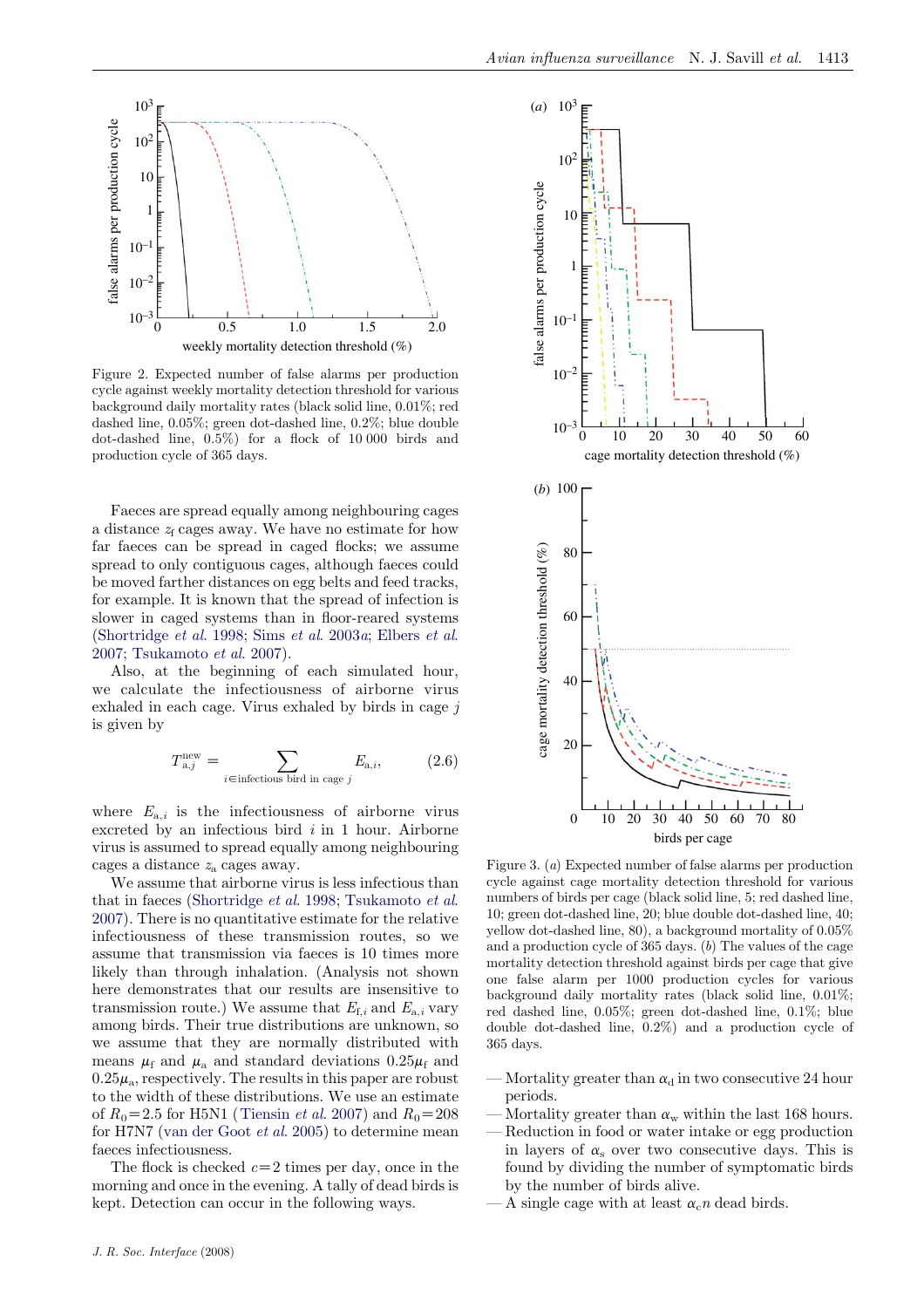Figure 2. Expected number of false alarms per production cycle against weekly mortality detection threshold for various background daily mortality rates (black solid line, 0.01%; red dashed line, 0.05%; green dot-dashed line, 0.2%; blue double dot-dashed line, 0.5%) for a flock of 10 000 birds and production cycle of 365 days.

Faeces are spread equally among neighbouring cages a distance $z_f$ cages away. We have no estimate for how far faeces can be spread in caged flocks; we assume spread to only contiguous cages, although faeces could be moved farther distances on egg belts and feed tracks, for example. It is known that the spread of infection is slower in caged systems than in floor-reared systems (Shortridge *et al.* 1998; Sims *et al.* 2003*a*; Elbers *et al.* 2007; Tsukamoto *et al.* 2007).

Also, at the beginning of each simulated hour, we calculate the infectiousness of airborne virus exhaled in each cage. Virus exhaled by birds in cage $j$ is given by

$$T_{a,j}^{\text{new}} = \sum_{i \in \text{infectious bird in cage } j} E_{a,i}, \tag{2.6}$$

where $E_{a,i}$ is the infectiousness of airborne virus excreted by an infectious bird $i$ in 1 hour. Airborne virus is assumed to spread equally among neighbouring cages a distance $z_a$ cages away.

We assume that airborne virus is less infectious than that in faeces (Shortridge *et al.* 1998; Tsukamoto *et al.* 2007). There is no quantitative estimate for the relative infectiousness of these transmission routes, so we assume that transmission via faeces is 10 times more likely than through inhalation. (Analysis not shown here demonstrates that our results are insensitive to transmission route.) We assume that $E_{f,i}$ and $E_{a,i}$ vary among birds. Their true distributions are unknown, so we assume that they are normally distributed with means $\mu_f$ and $\mu_a$ and standard deviations $0.25\mu_f$ and $0.25\mu_a$, respectively. The results in this paper are robust to the width of these distributions. We use an estimate of $R_0=2.5$ for H5N1 (Tiensin *et al.* 2007) and $R_0=208$ for H7N7 (van der Goot *et al.* 2005) to determine mean faeces infectiousness.

The flock is checked $c=2$ times per day, once in the morning and once in the evening. A tally of dead birds is kept. Detection can occur in the following ways.

Figure 3. (*a*) Expected number of false alarms per production cycle against cage mortality detection threshold for various numbers of birds per cage (black solid line, 5; red dashed line, 10; green dot-dashed line, 20; blue double dot-dashed line, 40; yellow dot-dashed line, 80), a background mortality of 0.05% and a production cycle of 365 days. (*b*) The values of the cage mortality detection threshold against birds per cage that give one false alarm per 1000 production cycles for various background daily mortality rates (black solid line, 0.01%; red dashed line, 0.05%; green dot-dashed line, 0.1%; blue double dot-dashed line, 0.2%) and a production cycle of 365 days.

- Mortality greater than $\alpha_d$ in two consecutive 24 hour periods.
- Mortality greater than $\alpha_w$ within the last 168 hours.
- Reduction in food or water intake or egg production in layers of $\alpha_s$ over two consecutive days. This is found by dividing the number of symptomatic birds by the number of birds alive.
- A single cage with at least $\alpha_c n$ dead birds.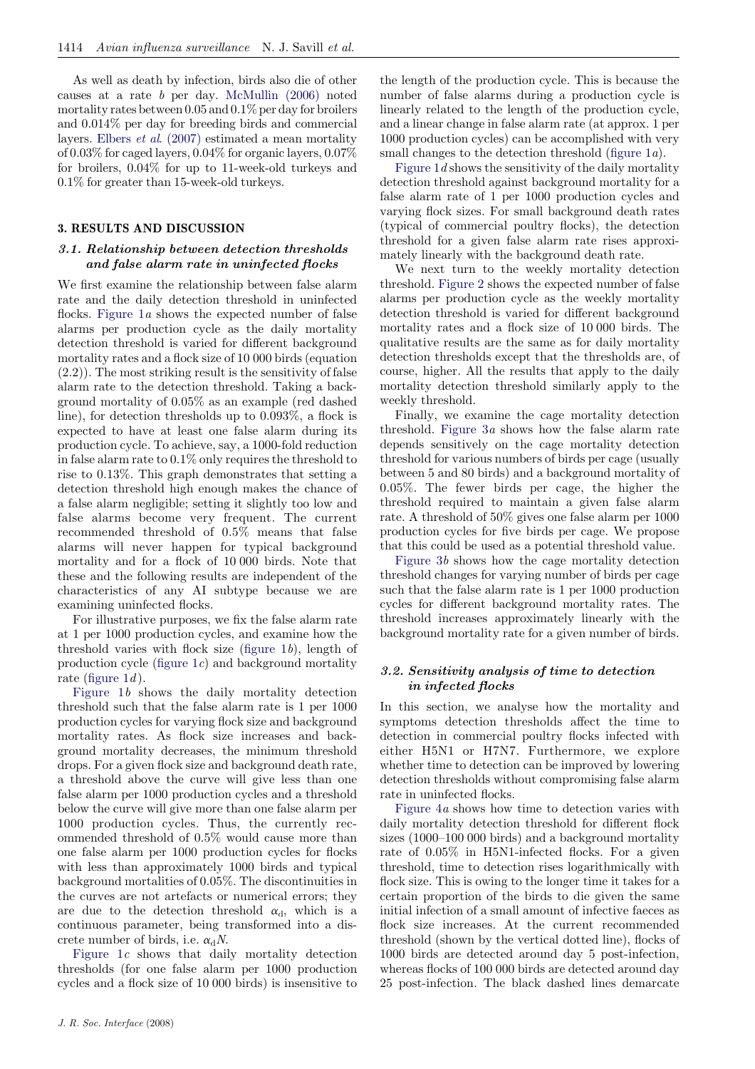As well as death by infection, birds also die of other causes at a rate $b$ per day. McMullin (2006) noted mortality rates between 0.05 and 0.1% per day for broilers and 0.014% per day for breeding birds and commercial layers. Elbers *et al.* (2007) estimated a mean mortality of 0.03% for caged layers, 0.04% for organic layers, 0.07% for broilers, 0.04% for up to 11-week-old turkeys and 0.1% for greater than 15-week-old turkeys.

## 3. RESULTS AND DISCUSSION

### 3.1. Relationship between detection thresholds and false alarm rate in uninfected flocks

We first examine the relationship between false alarm rate and the daily detection threshold in uninfected flocks. Figure 1*a* shows the expected number of false alarms per production cycle as the daily mortality detection threshold is varied for different background mortality rates and a flock size of 10 000 birds (equation (2.2)). The most striking result is the sensitivity of false alarm rate to the detection threshold. Taking a background mortality of 0.05% as an example (red dashed line), for detection thresholds up to 0.093%, a flock is expected to have at least one false alarm during its production cycle. To achieve, say, a 1000-fold reduction in false alarm rate to 0.1% only requires the threshold to rise to 0.13%. This graph demonstrates that setting a detection threshold high enough makes the chance of a false alarm negligible; setting it slightly too low and false alarms become very frequent. The current recommended threshold of 0.5% means that false alarms will never happen for typical background mortality and for a flock of 10 000 birds. Note that these and the following results are independent of the characteristics of any AI subtype because we are examining uninfected flocks.

For illustrative purposes, we fix the false alarm rate at 1 per 1000 production cycles, and examine how the threshold varies with flock size (figure 1*b*), length of production cycle (figure 1*c*) and background mortality rate (figure 1*d*).

Figure 1*b* shows the daily mortality detection threshold such that the false alarm rate is 1 per 1000 production cycles for varying flock size and background mortality rates. As flock size increases and background mortality decreases, the minimum threshold drops. For a given flock size and background death rate, a threshold above the curve will give less than one false alarm per 1000 production cycles and a threshold below the curve will give more than one false alarm per 1000 production cycles. Thus, the currently recommended threshold of 0.5% would cause more than one false alarm per 1000 production cycles for flocks with less than approximately 1000 birds and typical background mortalities of 0.05%. The discontinuities in the curves are not artefacts or numerical errors; they are due to the detection threshold $\alpha_d$, which is a continuous parameter, being transformed into a discrete number of birds, i.e. $\alpha_d N$.

Figure 1*c* shows that daily mortality detection thresholds (for one false alarm per 1000 production cycles and a flock size of 10 000 birds) is insensitive to the length of the production cycle. This is because the number of false alarms during a production cycle is linearly related to the length of the production cycle, and a linear change in false alarm rate (at approx. 1 per 1000 production cycles) can be accomplished with very small changes to the detection threshold (figure 1*a*).

Figure 1*d* shows the sensitivity of the daily mortality detection threshold against background mortality for a false alarm rate of 1 per 1000 production cycles and varying flock sizes. For small background death rates (typical of commercial poultry flocks), the detection threshold for a given false alarm rate rises approximately linearly with the background death rate.

We next turn to the weekly mortality detection threshold. Figure 2 shows the expected number of false alarms per production cycle as the weekly mortality detection threshold is varied for different background mortality rates and a flock size of 10 000 birds. The qualitative results are the same as for daily mortality detection thresholds except that the thresholds are, of course, higher. All the results that apply to the daily mortality detection threshold similarly apply to the weekly threshold.

Finally, we examine the cage mortality detection threshold. Figure 3*a* shows how the false alarm rate depends sensitively on the cage mortality detection threshold for various numbers of birds per cage (usually between 5 and 80 birds) and a background mortality of 0.05%. The fewer birds per cage, the higher the threshold required to maintain a given false alarm rate. A threshold of 50% gives one false alarm per 1000 production cycles for five birds per cage. We propose that this could be used as a potential threshold value.

Figure 3*b* shows how the cage mortality detection threshold changes for varying number of birds per cage such that the false alarm rate is 1 per 1000 production cycles for different background mortality rates. The threshold increases approximately linearly with the background mortality rate for a given number of birds.

### 3.2. Sensitivity analysis of time to detection in infected flocks

In this section, we analyse how the mortality and symptoms detection thresholds affect the time to detection in commercial poultry flocks infected with either H5N1 or H7N7. Furthermore, we explore whether time to detection can be improved by lowering detection thresholds without compromising false alarm rate in uninfected flocks.

Figure 4*a* shows how time to detection varies with daily mortality detection threshold for different flock sizes (1000–100 000 birds) and a background mortality rate of 0.05% in H5N1-infected flocks. For a given threshold, time to detection rises logarithmically with flock size. This is owing to the longer time it takes for a certain proportion of the birds to die given the same initial infection of a small amount of infective faeces as flock size increases. At the current recommended threshold (shown by the vertical dotted line), flocks of 1000 birds are detected around day 5 post-infection, whereas flocks of 100 000 birds are detected around day 25 post-infection. The black dashed lines demarcate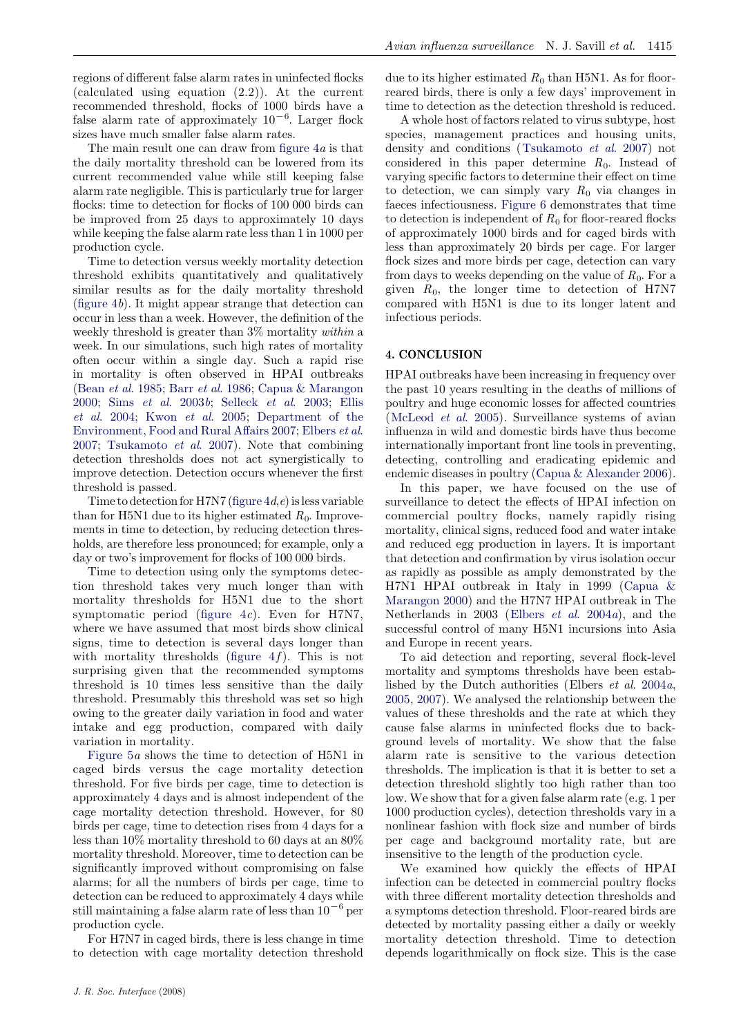regions of different false alarm rates in uninfected flocks (calculated using equation (2.2)). At the current recommended threshold, flocks of 1000 birds have a false alarm rate of approximately $10^{-6}$. Larger flock sizes have much smaller false alarm rates.

The main result one can draw from figure 4*a* is that the daily mortality threshold can be lowered from its current recommended value while still keeping false alarm rate negligible. This is particularly true for larger flocks: time to detection for flocks of 100 000 birds can be improved from 25 days to approximately 10 days while keeping the false alarm rate less than 1 in 1000 per production cycle.

Time to detection versus weekly mortality detection threshold exhibits quantitatively and qualitatively similar results as for the daily mortality threshold (figure 4*b*). It might appear strange that detection can occur in less than a week. However, the definition of the weekly threshold is greater than 3% mortality *within* a week. In our simulations, such high rates of mortality often occur within a single day. Such a rapid rise in mortality is often observed in HPAI outbreaks (Bean *et al.* 1985; Barr *et al.* 1986; Capua & Marangon 2000; Sims *et al.* 2003*b*; Selleck *et al.* 2003; Ellis *et al.* 2004; Kwon *et al.* 2005; Department of the Environment, Food and Rural Affairs 2007; Elbers *et al.* 2007; Tsukamoto *et al.* 2007). Note that combining detection thresholds does not act synergistically to improve detection. Detection occurs whenever the first threshold is passed.

Time to detection for H7N7 (figure 4*d*,*e*) is less variable than for H5N1 due to its higher estimated $R_0$. Improvements in time to detection, by reducing detection thresholds, are therefore less pronounced; for example, only a day or two's improvement for flocks of 100 000 birds.

Time to detection using only the symptoms detection threshold takes very much longer than with mortality thresholds for H5N1 due to the short symptomatic period (figure 4*c*). Even for H7N7, where we have assumed that most birds show clinical signs, time to detection is several days longer than with mortality thresholds (figure 4*f*). This is not surprising given that the recommended symptoms threshold is 10 times less sensitive than the daily threshold. Presumably this threshold was set so high owing to the greater daily variation in food and water intake and egg production, compared with daily variation in mortality.

Figure 5*a* shows the time to detection of H5N1 in caged birds versus the cage mortality detection threshold. For five birds per cage, time to detection is approximately 4 days and is almost independent of the cage mortality detection threshold. However, for 80 birds per cage, time to detection rises from 4 days for a less than 10% mortality threshold to 60 days at an 80% mortality threshold. Moreover, time to detection can be significantly improved without compromising on false alarms; for all the numbers of birds per cage, time to detection can be reduced to approximately 4 days while still maintaining a false alarm rate of less than $10^{-6}$ per production cycle.

For H7N7 in caged birds, there is less change in time to detection with cage mortality detection threshold due to its higher estimated $R_0$ than H5N1. As for floor-reared birds, there is only a few days' improvement in time to detection as the detection threshold is reduced.

A whole host of factors related to virus subtype, host species, management practices and housing units, density and conditions (Tsukamoto *et al.* 2007) not considered in this paper determine $R_0$. Instead of varying specific factors to determine their effect on time to detection, we can simply vary $R_0$ via changes in faeces infectiousness. Figure 6 demonstrates that time to detection is independent of $R_0$ for floor-reared flocks of approximately 1000 birds and for caged birds with less than approximately 20 birds per cage. For larger flock sizes and more birds per cage, detection can vary from days to weeks depending on the value of $R_0$. For a given $R_0$, the longer time to detection of H7N7 compared with H5N1 is due to its longer latent and infectious periods.

## 4. CONCLUSION

HPAI outbreaks have been increasing in frequency over the past 10 years resulting in the deaths of millions of poultry and huge economic losses for affected countries (McLeod *et al.* 2005). Surveillance systems of avian influenza in wild and domestic birds have thus become internationally important front line tools in preventing, detecting, controlling and eradicating epidemic and endemic diseases in poultry (Capua & Alexander 2006).

In this paper, we have focused on the use of surveillance to detect the effects of HPAI infection on commercial poultry flocks, namely rapidly rising mortality, clinical signs, reduced food and water intake and reduced egg production in layers. It is important that detection and confirmation by virus isolation occur as rapidly as possible as amply demonstrated by the H7N1 HPAI outbreak in Italy in 1999 (Capua & Marangon 2000) and the H7N7 HPAI outbreak in The Netherlands in 2003 (Elbers *et al.* 2004*a*), and the successful control of many H5N1 incursions into Asia and Europe in recent years.

To aid detection and reporting, several flock-level mortality and symptoms thresholds have been established by the Dutch authorities (Elbers *et al.* 2004*a*, 2005, 2007). We analysed the relationship between the values of these thresholds and the rate at which they cause false alarms in uninfected flocks due to background levels of mortality. We show that the false alarm rate is sensitive to the various detection thresholds. The implication is that it is better to set a detection threshold slightly too high rather than too low. We show that for a given false alarm rate (e.g. 1 per 1000 production cycles), detection thresholds vary in a nonlinear fashion with flock size and number of birds per cage and background mortality rate, but are insensitive to the length of the production cycle.

We examined how quickly the effects of HPAI infection can be detected in commercial poultry flocks with three different mortality detection thresholds and a symptoms detection threshold. Floor-reared birds are detected by mortality passing either a daily or weekly mortality detection threshold. Time to detection depends logarithmically on flock size. This is the case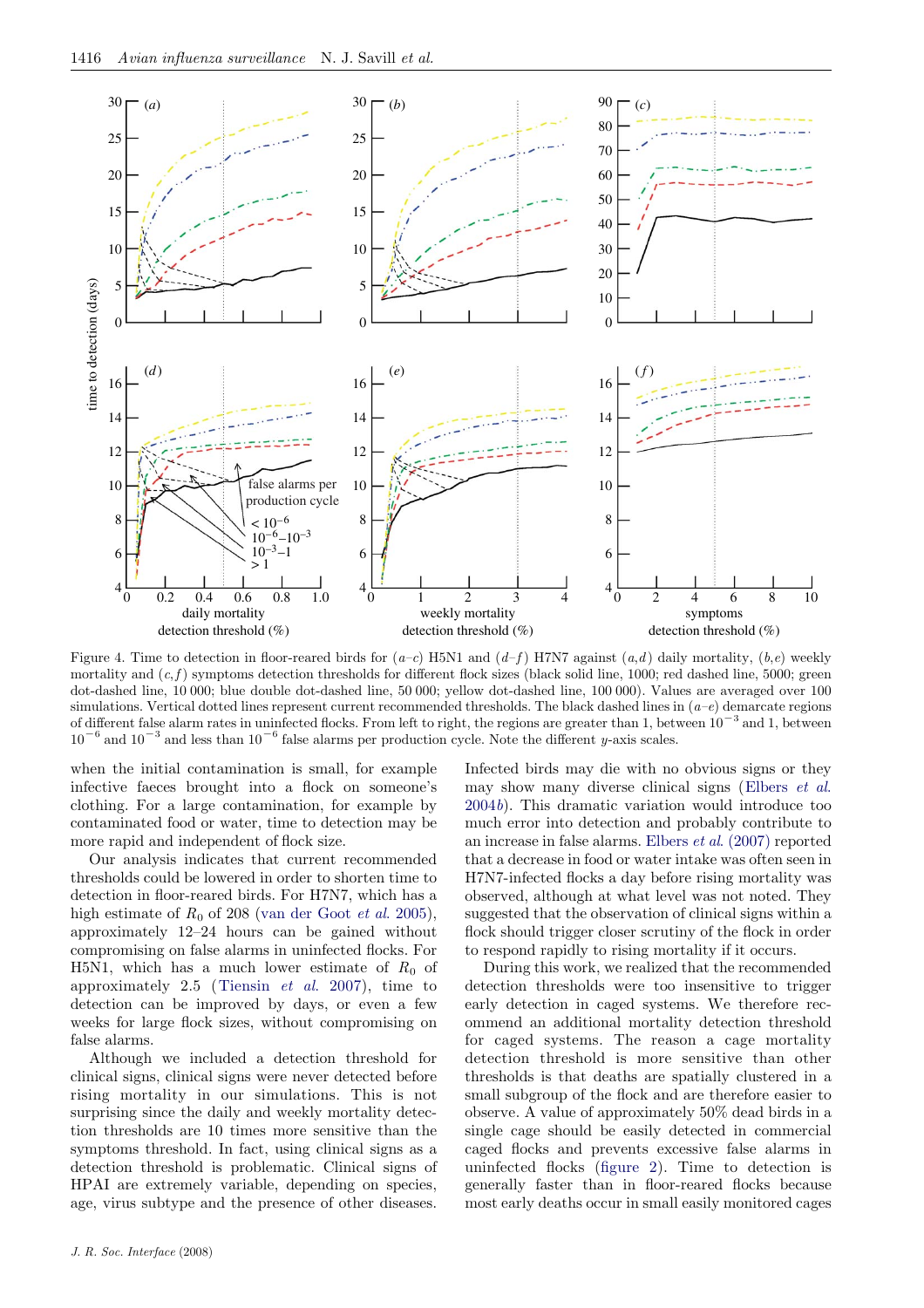Figure 4. Time to detection in floor-reared birds for (*a*–*c*) H5N1 and (*d*–*f*) H7N7 against (*a*,*d*) daily mortality, (*b*,*e*) weekly mortality and (*c*,*f*) symptoms detection thresholds for different flock sizes (black solid line, 1000; red dashed line, 5000; green dot-dashed line, 10 000; blue double dot-dashed line, 50 000; yellow dot-dashed line, 100 000). Values are averaged over 100 simulations. Vertical dotted lines represent current recommended thresholds. The black dashed lines in (*a*–*e*) demarcate regions of different false alarm rates in uninfected flocks. From left to right, the regions are greater than 1, between $10^{-3}$ and 1, between $10^{-6}$ and $10^{-3}$ and less than $10^{-6}$ false alarms per production cycle. Note the different *y*-axis scales.

when the initial contamination is small, for example infective faeces brought into a flock on someone's clothing. For a large contamination, for example by contaminated food or water, time to detection may be more rapid and independent of flock size.

Our analysis indicates that current recommended thresholds could be lowered in order to shorten time to detection in floor-reared birds. For H7N7, which has a high estimate of $R_0$ of 208 (van der Goot *et al.* 2005), approximately 12–24 hours can be gained without compromising on false alarms in uninfected flocks. For H5N1, which has a much lower estimate of $R_0$ of approximately 2.5 (Tiensin *et al.* 2007), time to detection can be improved by days, or even a few weeks for large flock sizes, without compromising on false alarms.

Although we included a detection threshold for clinical signs, clinical signs were never detected before rising mortality in our simulations. This is not surprising since the daily and weekly mortality detection thresholds are 10 times more sensitive than the symptoms threshold. In fact, using clinical signs as a detection threshold is problematic. Clinical signs of HPAI are extremely variable, depending on species, age, virus subtype and the presence of other diseases. Infected birds may die with no obvious signs or they may show many diverse clinical signs (Elbers *et al.* 2004*b*). This dramatic variation would introduce too much error into detection and probably contribute to an increase in false alarms. Elbers *et al.* (2007) reported that a decrease in food or water intake was often seen in H7N7-infected flocks a day before rising mortality was observed, although at what level was not noted. They suggested that the observation of clinical signs within a flock should trigger closer scrutiny of the flock in order to respond rapidly to rising mortality if it occurs.

During this work, we realized that the recommended detection thresholds were too insensitive to trigger early detection in caged systems. We therefore recommend an additional mortality detection threshold for caged systems. The reason a cage mortality detection threshold is more sensitive than other thresholds is that deaths are spatially clustered in a small subgroup of the flock and are therefore easier to observe. A value of approximately 50% dead birds in a single cage should be easily detected in commercial caged flocks and prevents excessive false alarms in uninfected flocks (figure 2). Time to detection is generally faster than in floor-reared flocks because most early deaths occur in small easily monitored cages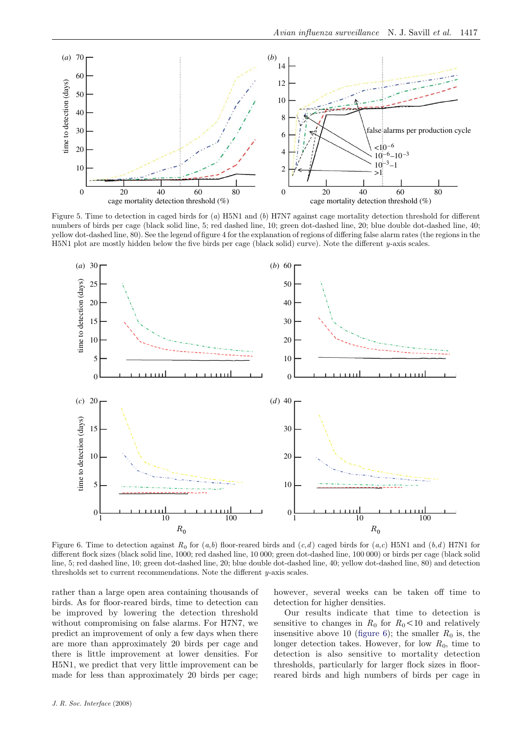Figure 5. Time to detection in caged birds for (*a*) H5N1 and (*b*) H7N7 against cage mortality detection threshold for different numbers of birds per cage (black solid line, 5; red dashed line, 10; green dot-dashed line, 20; blue double dot-dashed line, 40; yellow dot-dashed line, 80). See the legend of figure 4 for the explanation of regions of differing false alarm rates (the regions in the H5N1 plot are mostly hidden below the five birds per cage (black solid) curve). Note the different *y*-axis scales.

Figure 6. Time to detection against $R_0$ for (*a*,*b*) floor-reared birds and (*c*,*d*) caged birds for (*a*,*c*) H5N1 and (*b*,*d*) H7N1 for different flock sizes (black solid line, 1000; red dashed line, 10 000; green dot-dashed line, 100 000) or birds per cage (black solid line, 5; red dashed line, 10; green dot-dashed line, 20; blue double dot-dashed line, 40; yellow dot-dashed line, 80) and detection thresholds set to current recommendations. Note the different *y*-axis scales.

rather than a large open area containing thousands of birds. As for floor-reared birds, time to detection can be improved by lowering the detection threshold without compromising on false alarms. For H7N7, we predict an improvement of only a few days when there are more than approximately 20 birds per cage and there is little improvement at lower densities. For H5N1, we predict that very little improvement can be made for less than approximately 20 birds per cage; however, several weeks can be taken off time to detection for higher densities.

Our results indicate that time to detection is sensitive to changes in $R_0$ for $R_0<10$ and relatively insensitive above 10 (figure 6); the smaller $R_0$ is, the longer detection takes. However, for low $R_0$, time to detection is also sensitive to mortality detection thresholds, particularly for larger flock sizes in floor-reared birds and high numbers of birds per cage in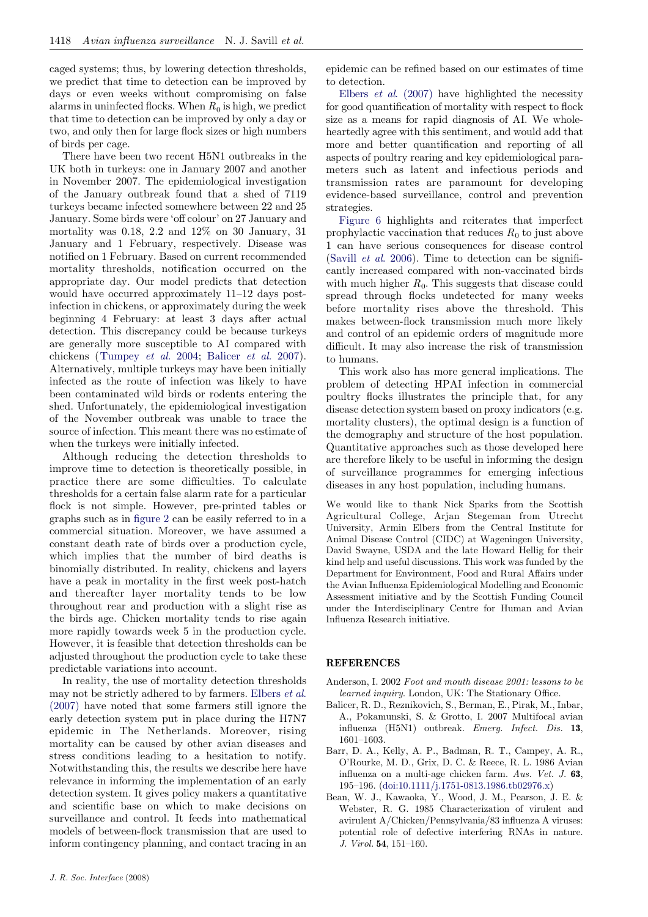caged systems; thus, by lowering detection thresholds, we predict that time to detection can be improved by days or even weeks without compromising on false alarms in uninfected flocks. When $R_0$ is high, we predict that time to detection can be improved by only a day or two, and only then for large flock sizes or high numbers of birds per cage.

There have been two recent H5N1 outbreaks in the UK both in turkeys: one in January 2007 and another in November 2007. The epidemiological investigation of the January outbreak found that a shed of 7119 turkeys became infected somewhere between 22 and 25 January. Some birds were 'off colour' on 27 January and mortality was 0.18, 2.2 and 12% on 30 January, 31 January and 1 February, respectively. Disease was notified on 1 February. Based on current recommended mortality thresholds, notification occurred on the appropriate day. Our model predicts that detection would have occurred approximately 11–12 days post-infection in chickens, or approximately during the week beginning 4 February: at least 3 days after actual detection. This discrepancy could be because turkeys are generally more susceptible to AI compared with chickens (Tumpey *et al.* 2004; Balicer *et al.* 2007). Alternatively, multiple turkeys may have been initially infected as the route of infection was likely to have been contaminated wild birds or rodents entering the shed. Unfortunately, the epidemiological investigation of the November outbreak was unable to trace the source of infection. This meant there was no estimate of when the turkeys were initially infected.

Although reducing the detection thresholds to improve time to detection is theoretically possible, in practice there are some difficulties. To calculate thresholds for a certain false alarm rate for a particular flock is not simple. However, pre-printed tables or graphs such as in figure 2 can be easily referred to in a commercial situation. Moreover, we have assumed a constant death rate of birds over a production cycle, which implies that the number of bird deaths is binomially distributed. In reality, chickens and layers have a peak in mortality in the first week post-hatch and thereafter layer mortality tends to be low throughout rear and production with a slight rise as the birds age. Chicken mortality tends to rise again more rapidly towards week 5 in the production cycle. However, it is feasible that detection thresholds can be adjusted throughout the production cycle to take these predictable variations into account.

In reality, the use of mortality detection thresholds may not be strictly adhered to by farmers. Elbers *et al.* (2007) have noted that some farmers still ignore the early detection system put in place during the H7N7 epidemic in The Netherlands. Moreover, rising mortality can be caused by other avian diseases and stress conditions leading to a hesitation to notify. Notwithstanding this, the results we describe here have relevance in informing the implementation of an early detection system. It gives policy makers a quantitative and scientific base on which to make decisions on surveillance and control. It feeds into mathematical models of between-flock transmission that are used to inform contingency planning, and contact tracing in an epidemic can be refined based on our estimates of time to detection.

Elbers *et al.* (2007) have highlighted the necessity for good quantification of mortality with respect to flock size as a means for rapid diagnosis of AI. We wholeheartedly agree with this sentiment, and would add that more and better quantification and reporting of all aspects of poultry rearing and key epidemiological parameters such as latent and infectious periods and transmission rates are paramount for developing evidence-based surveillance, control and prevention strategies.

Figure 6 highlights and reiterates that imperfect prophylactic vaccination that reduces $R_0$ to just above 1 can have serious consequences for disease control (Savill *et al.* 2006). Time to detection can be significantly increased compared with non-vaccinated birds with much higher $R_0$. This suggests that disease could spread through flocks undetected for many weeks before mortality rises above the threshold. This makes between-flock transmission much more likely and control of an epidemic orders of magnitude more difficult. It may also increase the risk of transmission to humans.

This work also has more general implications. The problem of detecting HPAI infection in commercial poultry flocks illustrates the principle that, for any disease detection system based on proxy indicators (e.g. mortality clusters), the optimal design is a function of the demography and structure of the host population. Quantitative approaches such as those developed here are therefore likely to be useful in informing the design of surveillance programmes for emerging infectious diseases in any host population, including humans.

We would like to thank Nick Sparks from the Scottish Agricultural College, Arjan Stegeman from Utrecht University, Armin Elbers from the Central Institute for Animal Disease Control (CIDC) at Wageningen University, David Swayne, USDA and the late Howard Hellig for their kind help and useful discussions. This work was funded by the Department for Environment, Food and Rural Affairs under the Avian Influenza Epidemiological Modelling and Economic Assessment initiative and by the Scottish Funding Council under the Interdisciplinary Centre for Human and Avian Influenza Research initiative.

## REFERENCES

Anderson, I. 2002 *Foot and mouth disease 2001: lessons to be learned inquiry*. London, UK: The Stationary Office.

Balicer, R. D., Reznikovich, S., Berman, E., Pirak, M., Inbar, A., Pokamunski, S. & Grotto, I. 2007 Multifocal avian influenza (H5N1) outbreak. *Emerg. Infect. Dis.* **13**, 1601–1603.

Barr, D. A., Kelly, A. P., Badman, R. T., Campey, A. R., O'Rourke, M. D., Grix, D. C. & Reece, R. L. 1986 Avian influenza on a multi-age chicken farm. *Aus. Vet. J.* **63**, 195–196. (doi:10.1111/j.1751-0813.1986.tb02976.x)

Bean, W. J., Kawaoka, Y., Wood, J. M., Pearson, J. E. & Webster, R. G. 1985 Characterization of virulent and avirulent A/Chicken/Pennsylvania/83 influenza A viruses: potential role of defective interfering RNAs in nature. *J. Virol.* **54**, 151–160.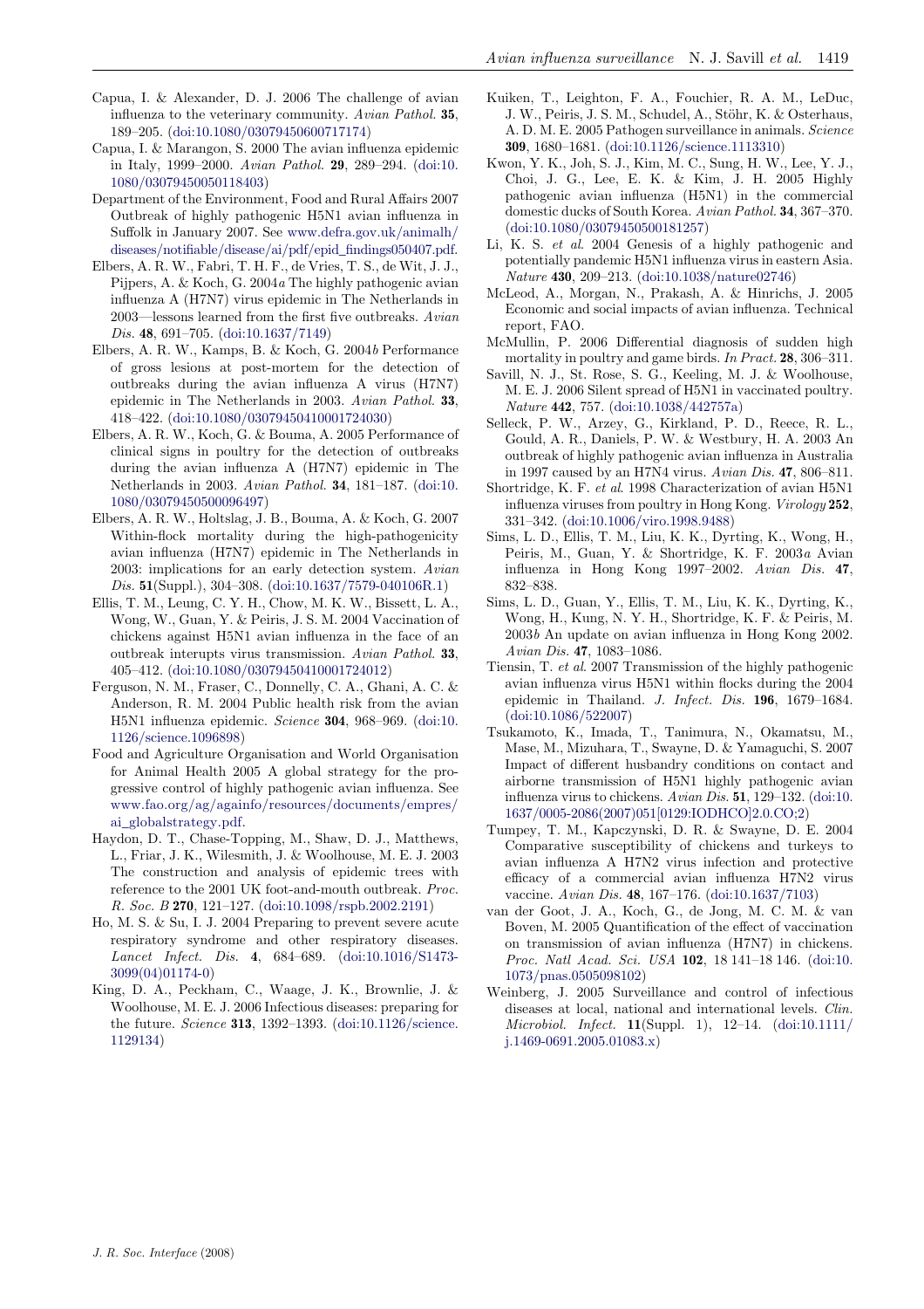Capua, I. & Alexander, D. J. 2006 The challenge of avian influenza to the veterinary community. *Avian Pathol.* **35**, 189–205. (doi:10.1080/03079450600717174)

Capua, I. & Marangon, S. 2000 The avian influenza epidemic in Italy, 1999–2000. *Avian Pathol.* **29**, 289–294. (doi:10.1080/03079450050118403)

Department of the Environment, Food and Rural Affairs 2007 Outbreak of highly pathogenic H5N1 avian influenza in Suffolk in January 2007. See www.defra.gov.uk/animalh/diseases/notifiable/disease/ai/pdf/epid_findings050407.pdf.

Elbers, A. R. W., Fabri, T. H. F., de Vries, T. S., de Wit, J. J., Pijpers, A. & Koch, G. 2004*a* The highly pathogenic avian influenza A (H7N7) virus epidemic in The Netherlands in 2003—lessons learned from the first five outbreaks. *Avian Dis.* **48**, 691–705. (doi:10.1637/7149)

Elbers, A. R. W., Kamps, B. & Koch, G. 2004*b* Performance of gross lesions at post-mortem for the detection of outbreaks during the avian influenza A virus (H7N7) epidemic in The Netherlands in 2003. *Avian Pathol.* **33**, 418–422. (doi:10.1080/03079450410001724030)

Elbers, A. R. W., Koch, G. & Bouma, A. 2005 Performance of clinical signs in poultry for the detection of outbreaks during the avian influenza A (H7N7) epidemic in The Netherlands in 2003. *Avian Pathol.* **34**, 181–187. (doi:10.1080/03079450500096497)

Elbers, A. R. W., Holtslag, J. B., Bouma, A. & Koch, G. 2007 Within-flock mortality during the high-pathogenicity avian influenza (H7N7) epidemic in The Netherlands in 2003: implications for an early detection system. *Avian Dis.* **51**(Suppl.), 304–308. (doi:10.1637/7579-040106R.1)

Ellis, T. M., Leung, C. Y. H., Chow, M. K. W., Bissett, L. A., Wong, W., Guan, Y. & Peiris, J. S. M. 2004 Vaccination of chickens against H5N1 avian influenza in the face of an outbreak interupts virus transmission. *Avian Pathol.* **33**, 405–412. (doi:10.1080/03079450410001724012)

Ferguson, N. M., Fraser, C., Donnelly, C. A., Ghani, A. C. & Anderson, R. M. 2004 Public health risk from the avian H5N1 influenza epidemic. *Science* **304**, 968–969. (doi:10.1126/science.1096898)

Food and Agriculture Organisation and World Organisation for Animal Health 2005 A global strategy for the progressive control of highly pathogenic avian influenza. See www.fao.org/ag/againfo/resources/documents/empres/ai_globalstrategy.pdf.

Haydon, D. T., Chase-Topping, M., Shaw, D. J., Matthews, L., Friar, J. K., Wilesmith, J. & Woolhouse, M. E. J. 2003 The construction and analysis of epidemic trees with reference to the 2001 UK foot-and-mouth outbreak. *Proc. R. Soc. B* **270**, 121–127. (doi:10.1098/rspb.2002.2191)

Ho, M. S. & Su, I. J. 2004 Preparing to prevent severe acute respiratory syndrome and other respiratory diseases. *Lancet Infect. Dis.* **4**, 684–689. (doi:10.1016/S1473-3099(04)01174-0)

King, D. A., Peckham, C., Waage, J. K., Brownlie, J. & Woolhouse, M. E. J. 2006 Infectious diseases: preparing for the future. *Science* **313**, 1392–1393. (doi:10.1126/science.1129134)

Kuiken, T., Leighton, F. A., Fouchier, R. A. M., LeDuc, J. W., Peiris, J. S. M., Schudel, A., Stöhr, K. & Osterhaus, A. D. M. E. 2005 Pathogen surveillance in animals. *Science* **309**, 1680–1681. (doi:10.1126/science.1113310)

Kwon, Y. K., Joh, S. J., Kim, M. C., Sung, H. W., Lee, Y. J., Choi, J. G., Lee, E. K. & Kim, J. H. 2005 Highly pathogenic avian influenza (H5N1) in the commercial domestic ducks of South Korea. *Avian Pathol.* **34**, 367–370. (doi:10.1080/03079450500181257)

Li, K. S. *et al.* 2004 Genesis of a highly pathogenic and potentially pandemic H5N1 influenza virus in eastern Asia. *Nature* **430**, 209–213. (doi:10.1038/nature02746)

McLeod, A., Morgan, N., Prakash, A. & Hinrichs, J. 2005 Economic and social impacts of avian influenza. Technical report, FAO.

McMullin, P. 2006 Differential diagnosis of sudden high mortality in poultry and game birds. *In Pract.* **28**, 306–311.

Savill, N. J., St. Rose, S. G., Keeling, M. J. & Woolhouse, M. E. J. 2006 Silent spread of H5N1 in vaccinated poultry. *Nature* **442**, 757. (doi:10.1038/442757a)

Selleck, P. W., Arzey, G., Kirkland, P. D., Reece, R. L., Gould, A. R., Daniels, P. W. & Westbury, H. A. 2003 An outbreak of highly pathogenic avian influenza in Australia in 1997 caused by an H7N4 virus. *Avian Dis.* **47**, 806–811.

Shortridge, K. F. *et al.* 1998 Characterization of avian H5N1 influenza viruses from poultry in Hong Kong. *Virology* **252**, 331–342. (doi:10.1006/viro.1998.9488)

Sims, L. D., Ellis, T. M., Liu, K. K., Dyrting, K., Wong, H., Peiris, M., Guan, Y. & Shortridge, K. F. 2003*a* Avian influenza in Hong Kong 1997–2002. *Avian Dis.* **47**, 832–838.

Sims, L. D., Guan, Y., Ellis, T. M., Liu, K. K., Dyrting, K., Wong, H., Kung, N. Y. H., Shortridge, K. F. & Peiris, M. 2003*b* An update on avian influenza in Hong Kong 2002. *Avian Dis.* **47**, 1083–1086.

Tiensin, T. *et al.* 2007 Transmission of the highly pathogenic avian influenza virus H5N1 within flocks during the 2004 epidemic in Thailand. *J. Infect. Dis.* **196**, 1679–1684. (doi:10.1086/522007)

Tsukamoto, K., Imada, T., Tanimura, N., Okamatsu, M., Mase, M., Mizuhara, T., Swayne, D. & Yamaguchi, S. 2007 Impact of different husbandry conditions on contact and airborne transmission of H5N1 highly pathogenic avian influenza virus to chickens. *Avian Dis.* **51**, 129–132. (doi:10.1637/0005-2086(2007)051[0129:IODHCO]2.0.CO;2)

Tumpey, T. M., Kapczynski, D. R. & Swayne, D. E. 2004 Comparative susceptibility of chickens and turkeys to avian influenza A H7N2 virus infection and protective efficacy of a commercial avian influenza H7N2 virus vaccine. *Avian Dis.* **48**, 167–176. (doi:10.1637/7103)

van der Goot, J. A., Koch, G., de Jong, M. C. M. & van Boven, M. 2005 Quantification of the effect of vaccination on transmission of avian influenza (H7N7) in chickens. *Proc. Natl Acad. Sci. USA* **102**, 18 141–18 146. (doi:10.1073/pnas.0505098102)

Weinberg, J. 2005 Surveillance and control of infectious diseases at local, national and international levels. *Clin. Microbiol. Infect.* **11**(Suppl. 1), 12–14. (doi:10.1111/j.1469-0691.2005.01083.x)